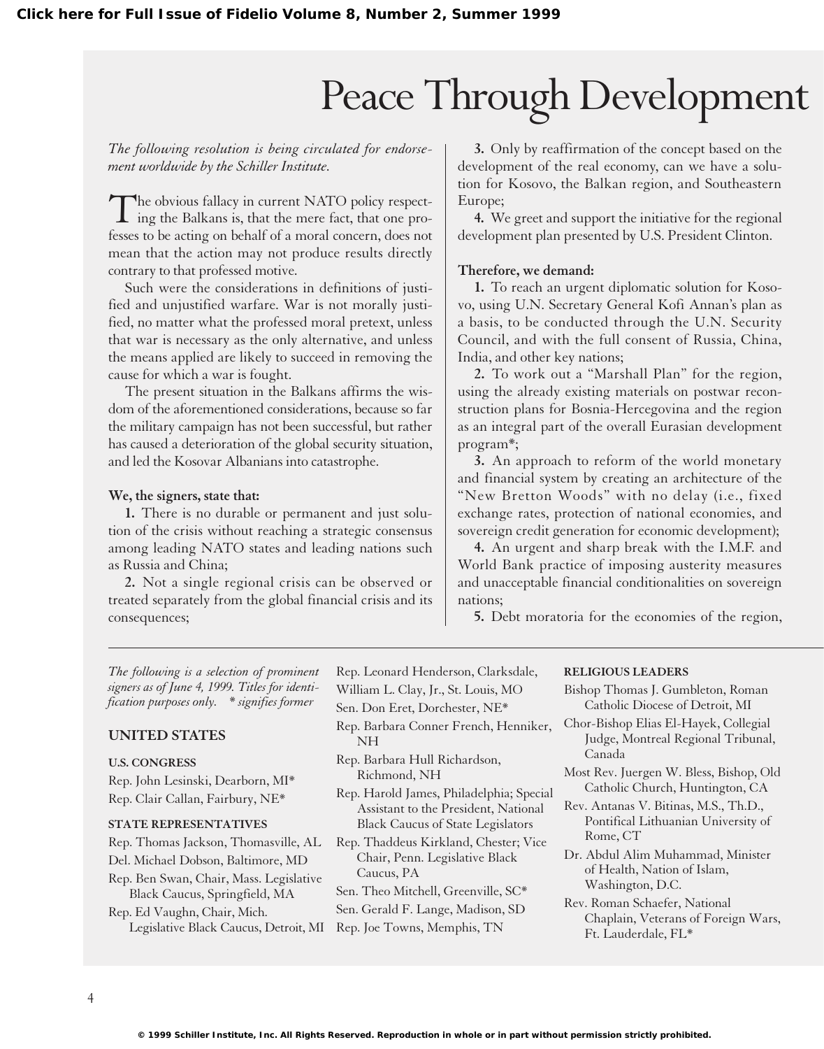# Peace Through Development

*The following resolution is being circulated for endorsement worldwide by the Schiller Institute.*

The obvious fallacy in current NATO policy respecting the Balkans is, that the mere fact, that one professes to be acting on behalf of a moral concern, does not mean that the action may not produce results directly contrary to that professed motive.

Such were the considerations in definitions of justified and unjustified warfare. War is not morally justified, no matter what the professed moral pretext, unless that war is necessary as the only alternative, and unless the means applied are likely to succeed in removing the cause for which a war is fought.

The present situation in the Balkans affirms the wisdom of the aforementioned considerations, because so far the military campaign has not been successful, but rather has caused a deterioration of the global security situation, and led the Kosovar Albanians into catastrophe.

**We, the signers, state that:**

**1.** There is no durable or permanent and just solution of the crisis without reaching a strategic consensus among leading NATO states and leading nations such as Russia and China;

**2.** Not a single regional crisis can be observed or treated separately from the global financial crisis and its consequences;

**3.** Only by reaffirmation of the concept based on the development of the real economy, can we have a solution for Kosovo, the Balkan region, and Southeastern Europe;

**4.** We greet and support the initiative for the regional development plan presented by U.S. President Clinton.

**Therefore, we demand:**

**1.** To reach an urgent diplomatic solution for Kosovo, using U.N. Secretary General Kofi Annan's plan as a basis, to be conducted through the U.N. Security Council, and with the full consent of Russia, China, India, and other key nations;

**2.** To work out a "Marshall Plan" for the region, using the already existing materials on postwar reconstruction plans for Bosnia-Hercegovina and the region as an integral part of the overall Eurasian development program*;

**3.** An approach to reform of the world monetary and financial system by creating an architecture of the "New Bretton Woods" with no delay (i.e., fixed exchange rates, protection of national economies, and sovereign credit generation for economic development);

**4.** An urgent and sharp break with the I.M.F. and World Bank practice of imposing austerity measures and unacceptable financial conditionalities on sovereign nations;

**5.** Debt moratoria for the economies of the region,

---

*The following is a selection of prominent signers as of June 4, 1999. Titles for identification purposes only. * signifies former*

## UNITED STATES

### U.S. CONGRESS

Rep. John Lesinski, Dearborn, MI*
Rep. Clair Callan, Fairbury, NE*

### STATE REPRESENTATIVES

Rep. Thomas Jackson, Thomasville, AL
Del. Michael Dobson, Baltimore, MD
Rep. Ben Swan, Chair, Mass. Legislative Black Caucus, Springfield, MA
Rep. Ed Vaughn, Chair, Mich. Legislative Black Caucus, Detroit, MI
Rep. Leonard Henderson, Clarksdale,
William L. Clay, Jr., St. Louis, MO
Sen. Don Eret, Dorchester, NE*
Rep. Barbara Conner French, Henniker, NH
Rep. Barbara Hull Richardson, Richmond, NH
Rep. Harold James, Philadelphia; Special Assistant to the President, National Black Caucus of State Legislators
Rep. Thaddeus Kirkland, Chester; Vice Chair, Penn. Legislative Black Caucus, PA
Sen. Theo Mitchell, Greenville, SC*
Sen. Gerald F. Lange, Madison, SD
Rep. Joe Towns, Memphis, TN

### RELIGIOUS LEADERS

Bishop Thomas J. Gumbleton, Roman Catholic Diocese of Detroit, MI
Chor-Bishop Elias El-Hayek, Collegial Judge, Montreal Regional Tribunal, Canada
Most Rev. Juergen W. Bless, Bishop, Old Catholic Church, Huntington, CA
Rev. Antanas V. Bitinas, M.S., Th.D., Pontifical Lithuanian University of Rome, CT
Dr. Abdul Alim Muhammad, Minister of Health, Nation of Islam, Washington, D.C.
Rev. Roman Schaefer, National Chaplain, Veterans of Foreign Wars, Ft. Lauderdale, FL*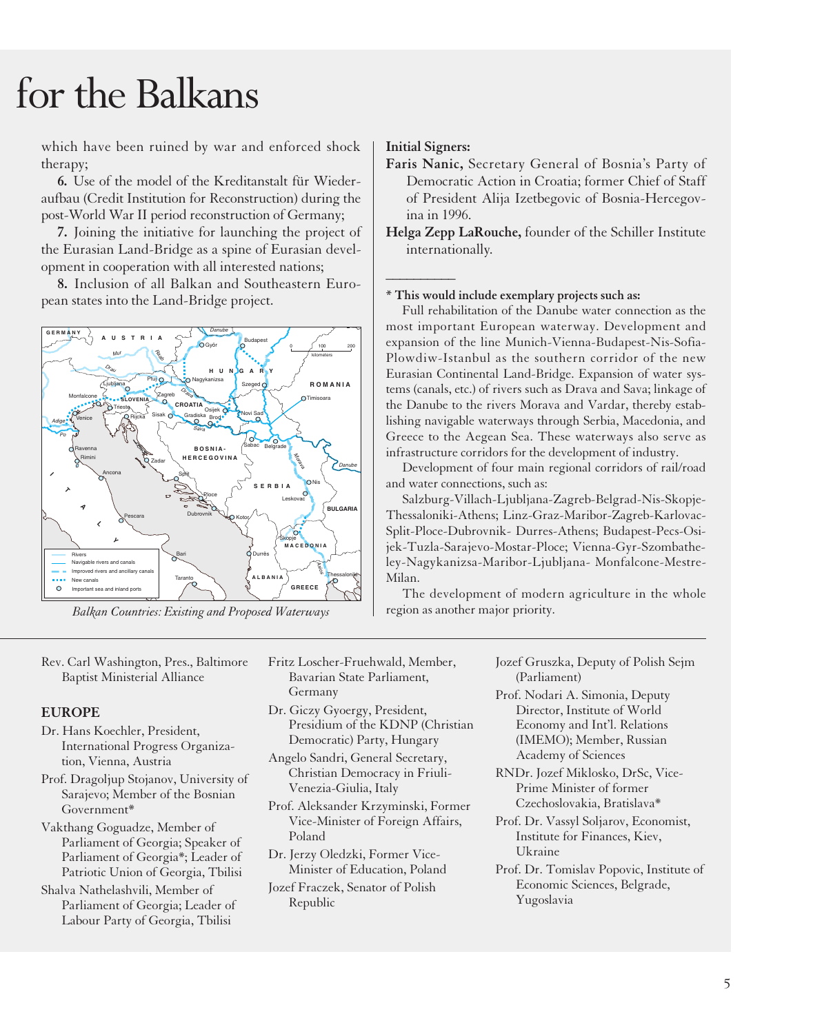# for the Balkans

which have been ruined by war and enforced shock therapy;

**6.** Use of the model of the Kreditanstalt für Wiederaufbau (Credit Institution for Reconstruction) during the post-World War II period reconstruction of Germany;

**7.** Joining the initiative for launching the project of the Eurasian Land-Bridge as a spine of Eurasian development in cooperation with all interested nations;

**8.** Inclusion of all Balkan and Southeastern European states into the Land-Bridge project.

GERMANY
AUSTRIA
HUNGARY
ROMANIA
SLOVENIA
CROATIA
BOSNIA-HERCEGOVINA
SERBIA
BULGARIA
MACEDONIA
ALBANIA
GREECE
Danube
Mur
Raab
Drau
Drava
Sava
Morava
Axios
Adige
Po
Győr
Budapest
Nagykanizsa
Szeged
Timisoara
Ljubljana
Ptuj
Zagreb
Monfalcone
Trieste
Venice
Rijeka
Sisak
Gradiska
Osijek
Brod
Novi Sad
Sabac
Belgrade
Ravenna
Rimini
Zadar
Ancona
Split
Ploce
Dubrovnik
Kotor
Nis
Leskovac
Skopje
Pescara
Bari
Durrës
Taranto
Thessaloniki
0 100 200
kilometers
Rivers
Navigable rivers and canals
Improved rivers and ancillary canals
New canals
Important sea and inland ports

*Balkan Countries: Existing and Proposed Waterways*

**Initial Signers:**

**Faris Nanic,** Secretary General of Bosnia's Party of Democratic Action in Croatia; former Chief of Staff of President Alija Izetbegovic of Bosnia-Hercegovina in 1996.

**Helga Zepp LaRouche,** founder of the Schiller Institute internationally.

---

**\* This would include exemplary projects such as:**

Full rehabilitation of the Danube water connection as the most important European waterway. Development and expansion of the line Munich-Vienna-Budapest-Nis-Sofia-Plowdiw-Istanbul as the southern corridor of the new Eurasian Continental Land-Bridge. Expansion of water systems (canals, etc.) of rivers such as Drava and Sava; linkage of the Danube to the rivers Morava and Vardar, thereby establishing navigable waterways through Serbia, Macedonia, and Greece to the Aegean Sea. These waterways also serve as infrastructure corridors for the development of industry.

Development of four main regional corridors of rail/road and water connections, such as:

Salzburg-Villach-Ljubljana-Zagreb-Belgrad-Nis-Skopje-Thessaloniki-Athens; Linz-Graz-Maribor-Zagreb-Karlovac-Split-Ploce-Dubrovnik- Durres-Athens; Budapest-Pecs-Osijek-Tuzla-Sarajevo-Mostar-Ploce; Vienna-Gyr-Szombatheley-Nagykanizsa-Maribor-Ljubljana- Monfalcone-Mestre-Milan.

The development of modern agriculture in the whole region as another major priority.

---

Rev. Carl Washington, Pres., Baltimore Baptist Ministerial Alliance

## EUROPE

Dr. Hans Koechler, President, International Progress Organization, Vienna, Austria

Prof. Dragoljup Stojanov, University of Sarajevo; Member of the Bosnian Government*

Vakthang Goguadze, Member of Parliament of Georgia; Speaker of Parliament of Georgia*; Leader of Patriotic Union of Georgia, Tbilisi

Shalva Nathelashvili, Member of Parliament of Georgia; Leader of Labour Party of Georgia, Tbilisi

Fritz Loscher-Fruehwald, Member, Bavarian State Parliament, Germany

Dr. Giczy Gyoergy, President, Presidium of the KDNP (Christian Democratic) Party, Hungary

Angelo Sandri, General Secretary, Christian Democracy in Friuli-Venezia-Giulia, Italy

Prof. Aleksander Krzyminski, Former Vice-Minister of Foreign Affairs, Poland

Dr. Jerzy Oledzki, Former Vice-Minister of Education, Poland

Jozef Fraczek, Senator of Polish Republic

Jozef Gruszka, Deputy of Polish Sejm (Parliament)

Prof. Nodari A. Simonia, Deputy Director, Institute of World Economy and Int'l. Relations (IMEMO); Member, Russian Academy of Sciences

RNDr. Jozef Miklosko, DrSc, Vice-Prime Minister of former Czechoslovakia, Bratislava*

Prof. Dr. Vassyl Soljarov, Economist, Institute for Finances, Kiev, Ukraine

Prof. Dr. Tomislav Popovic, Institute of Economic Sciences, Belgrade, Yugoslavia